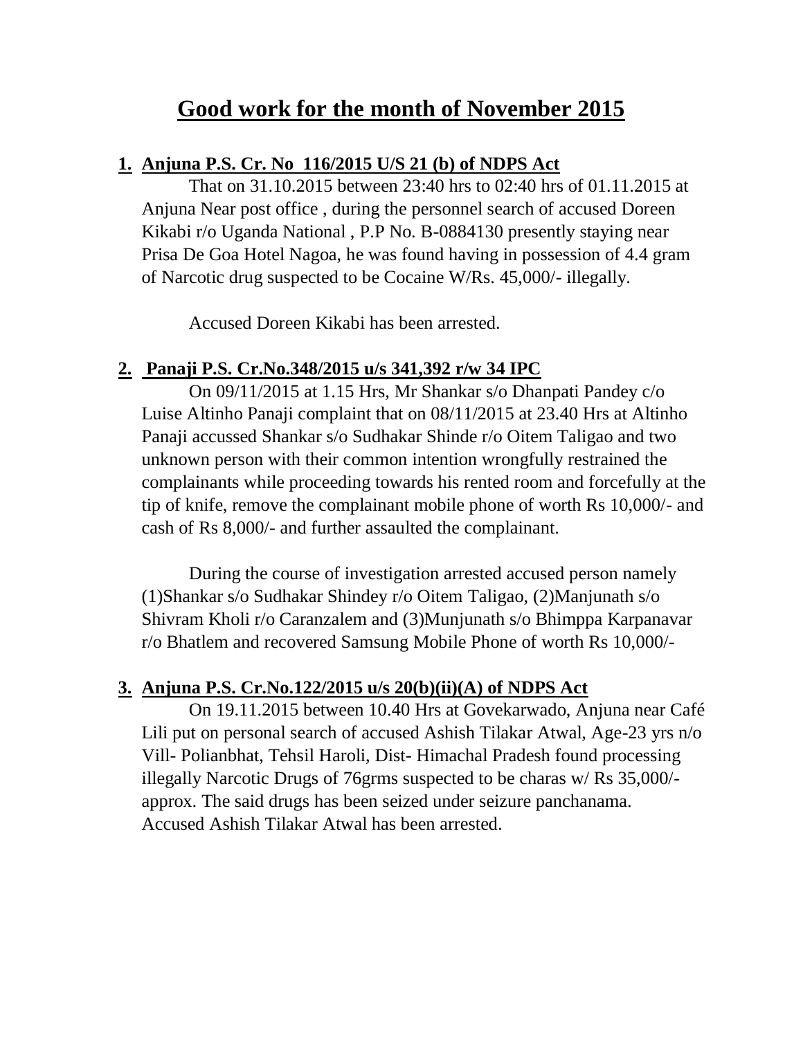# Good work for the month of November 2015

1. **Anjuna P.S. Cr. No 116/2015 U/S 21 (b) of NDPS Act**

   That on 31.10.2015 between 23:40 hrs to 02:40 hrs of 01.11.2015 at Anjuna Near post office , during the personnel search of accused Doreen Kikabi r/o Uganda National , P.P No. B-0884130 presently staying near Prisa De Goa Hotel Nagoa, he was found having in possession of 4.4 gram of Narcotic drug suspected to be Cocaine W/Rs. 45,000/- illegally.

   Accused Doreen Kikabi has been arrested.

2. **Panaji P.S. Cr.No.348/2015 u/s 341,392 r/w 34 IPC**

   On 09/11/2015 at 1.15 Hrs, Mr Shankar s/o Dhanpati Pandey c/o Luise Altinho Panaji complaint that on 08/11/2015 at 23.40 Hrs at Altinho Panaji accussed Shankar s/o Sudhakar Shinde r/o Oitem Taligao and two unknown person with their common intention wrongfully restrained the complainants while proceeding towards his rented room and forcefully at the tip of knife, remove the complainant mobile phone of worth Rs 10,000/- and cash of Rs 8,000/- and further assaulted the complainant.

   During the course of investigation arrested accused person namely (1)Shankar s/o Sudhakar Shindey r/o Oitem Taligao, (2)Manjunath s/o Shivram Kholi r/o Caranzalem and (3)Munjunath s/o Bhimppa Karpanavar r/o Bhatlem and recovered Samsung Mobile Phone of worth Rs 10,000/-

3. **Anjuna P.S. Cr.No.122/2015 u/s 20(b)(ii)(A) of NDPS Act**

   On 19.11.2015 between 10.40 Hrs at Govekarwado, Anjuna near Café Lili put on personal search of accused Ashish Tilakar Atwal, Age-23 yrs n/o Vill- Polianbhat, Tehsil Haroli, Dist- Himachal Pradesh found processing illegally Narcotic Drugs of 76grms suspected to be charas w/ Rs 35,000/- approx. The said drugs has been seized under seizure panchanama. Accused Ashish Tilakar Atwal has been arrested.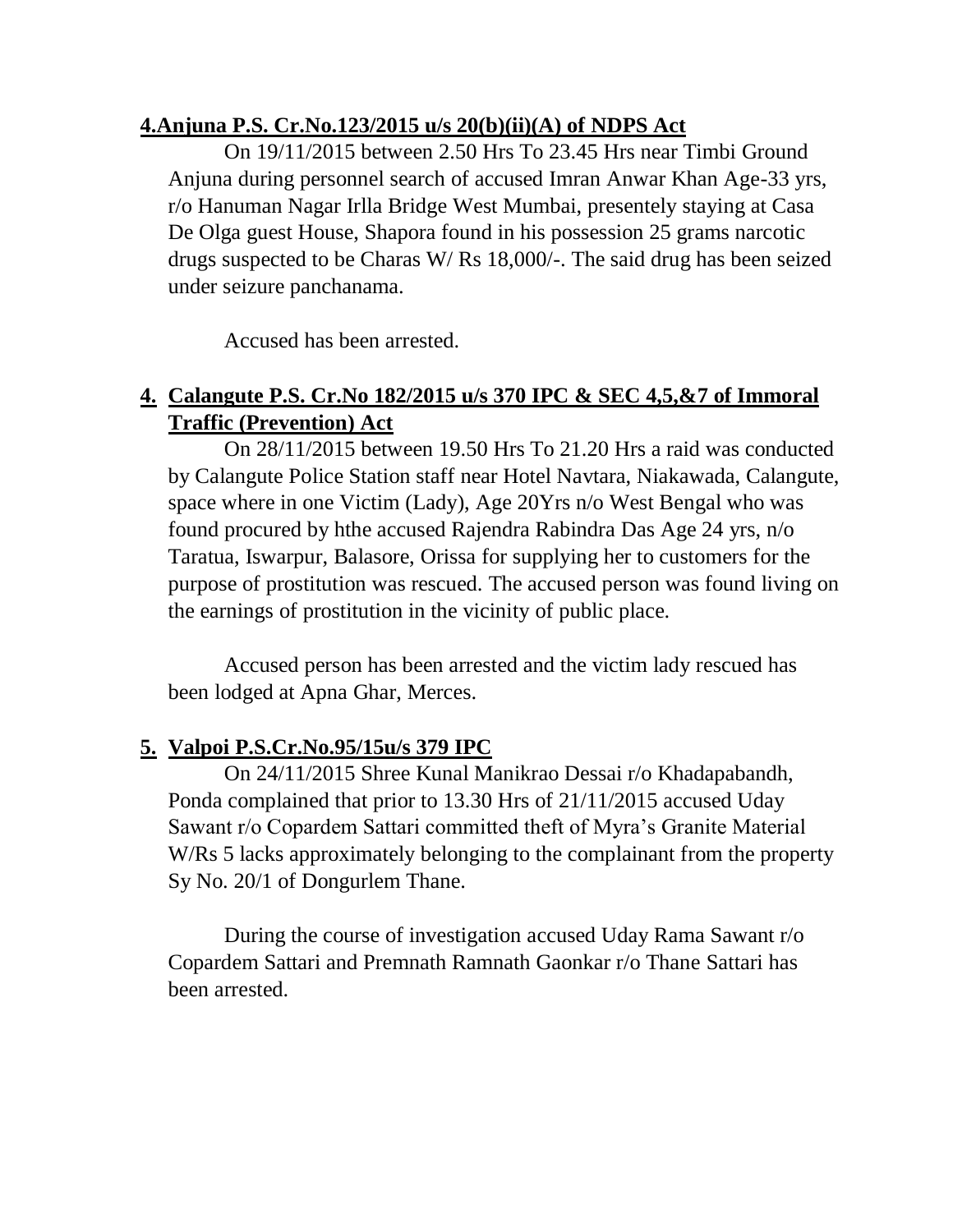**4.Anjuna P.S. Cr.No.123/2015 u/s 20(b)(ii)(A) of NDPS Act**

On 19/11/2015 between 2.50 Hrs To 23.45 Hrs near Timbi Ground Anjuna during personnel search of accused Imran Anwar Khan Age-33 yrs, r/o Hanuman Nagar Irlla Bridge West Mumbai, presentely staying at Casa De Olga guest House, Shapora found in his possession 25 grams narcotic drugs suspected to be Charas W/ Rs 18,000/-. The said drug has been seized under seizure panchanama.

Accused has been arrested.

4. **Calangute P.S. Cr.No 182/2015 u/s 370 IPC & SEC 4,5,&7 of Immoral Traffic (Prevention) Act**

On 28/11/2015 between 19.50 Hrs To 21.20 Hrs a raid was conducted by Calangute Police Station staff near Hotel Navtara, Niakawada, Calangute, space where in one Victim (Lady), Age 20Yrs n/o West Bengal who was found procured by hthe accused Rajendra Rabindra Das Age 24 yrs, n/o Taratua, Iswarpur, Balasore, Orissa for supplying her to customers for the purpose of prostitution was rescued. The accused person was found living on the earnings of prostitution in the vicinity of public place.

Accused person has been arrested and the victim lady rescued has been lodged at Apna Ghar, Merces.

5. **Valpoi P.S.Cr.No.95/15u/s 379 IPC**

On 24/11/2015 Shree Kunal Manikrao Dessai r/o Khadapabandh, Ponda complained that prior to 13.30 Hrs of 21/11/2015 accused Uday Sawant r/o Copardem Sattari committed theft of Myra's Granite Material W/Rs 5 lacks approximately belonging to the complainant from the property Sy No. 20/1 of Dongurlem Thane.

During the course of investigation accused Uday Rama Sawant r/o Copardem Sattari and Premnath Ramnath Gaonkar r/o Thane Sattari has been arrested.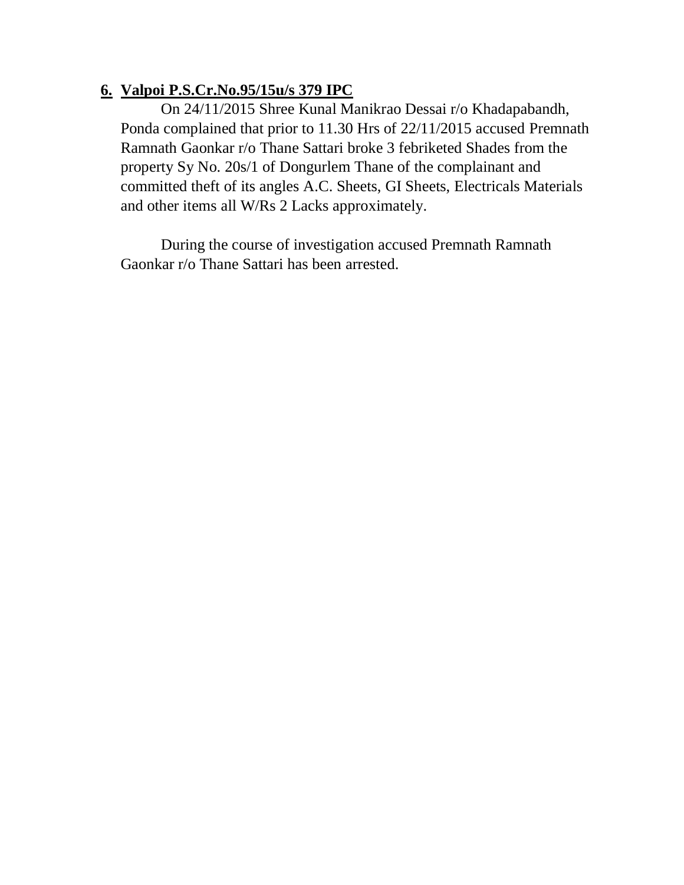6. **Valpoi P.S.Cr.No.95/15u/s 379 IPC**

On 24/11/2015 Shree Kunal Manikrao Dessai r/o Khadapabandh, Ponda complained that prior to 11.30 Hrs of 22/11/2015 accused Premnath Ramnath Gaonkar r/o Thane Sattari broke 3 febriketed Shades from the property Sy No. 20s/1 of Dongurlem Thane of the complainant and committed theft of its angles A.C. Sheets, GI Sheets, Electricals Materials and other items all W/Rs 2 Lacks approximately.

During the course of investigation accused Premnath Ramnath Gaonkar r/o Thane Sattari has been arrested.